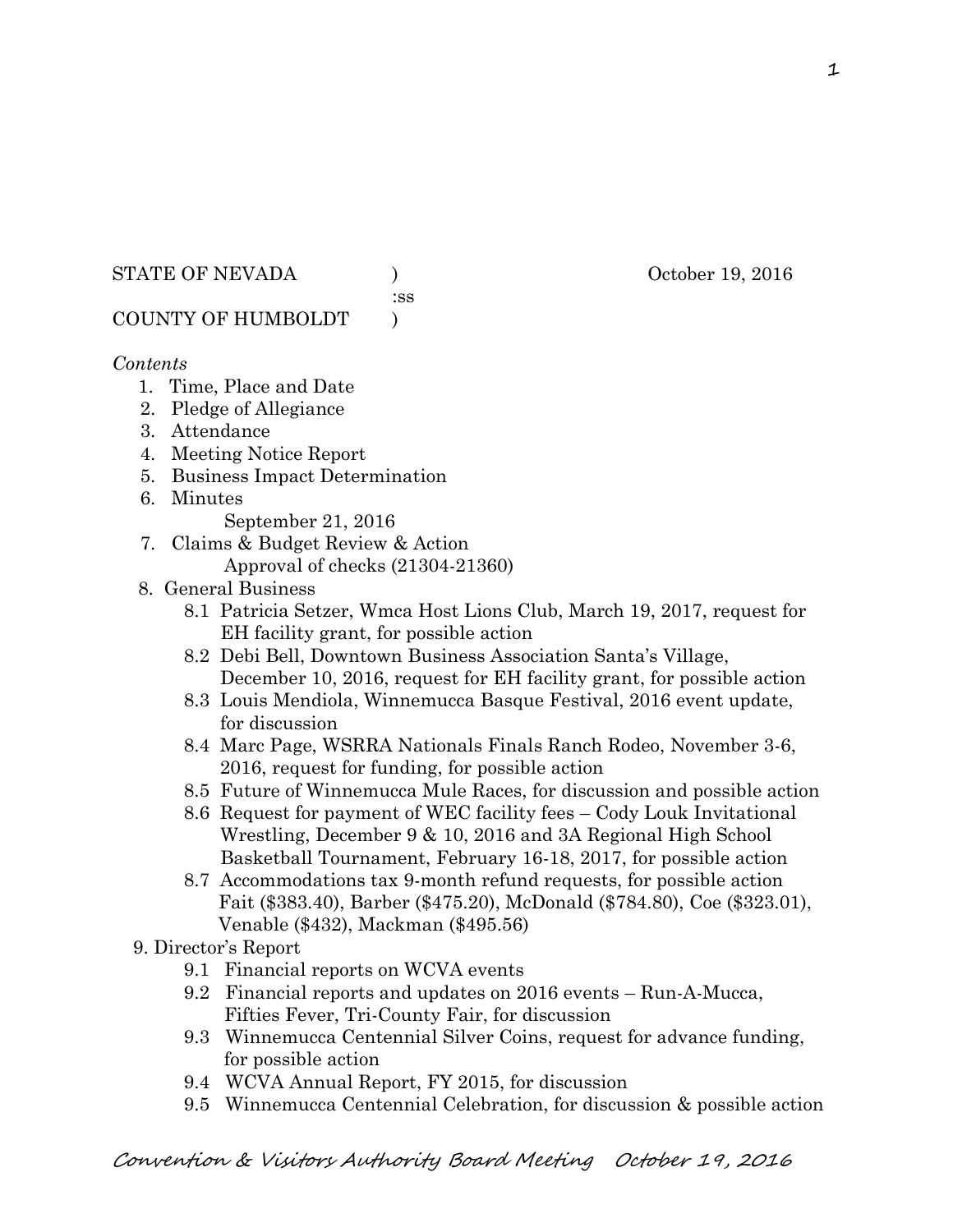STATE OF NEVADA ) October 19, 2016
:ss
COUNTY OF HUMBOLDT )

*Contents*

1. Time, Place and Date
2. Pledge of Allegiance
3. Attendance
4. Meeting Notice Report
5. Business Impact Determination
6. Minutes
   September 21, 2016
7. Claims & Budget Review & Action
   Approval of checks (21304-21360)
8. General Business
   - 8.1 Patricia Setzer, Wmca Host Lions Club, March 19, 2017, request for EH facility grant, for possible action
   - 8.2 Debi Bell, Downtown Business Association Santa's Village, December 10, 2016, request for EH facility grant, for possible action
   - 8.3 Louis Mendiola, Winnemucca Basque Festival, 2016 event update, for discussion
   - 8.4 Marc Page, WSRRA Nationals Finals Ranch Rodeo, November 3-6, 2016, request for funding, for possible action
   - 8.5 Future of Winnemucca Mule Races, for discussion and possible action
   - 8.6 Request for payment of WEC facility fees – Cody Louk Invitational Wrestling, December 9 & 10, 2016 and 3A Regional High School Basketball Tournament, February 16-18, 2017, for possible action
   - 8.7 Accommodations tax 9-month refund requests, for possible action Fait ($383.40), Barber ($475.20), McDonald ($784.80), Coe ($323.01), Venable ($432), Mackman ($495.56)
9. Director's Report
   - 9.1 Financial reports on WCVA events
   - 9.2 Financial reports and updates on 2016 events – Run-A-Mucca, Fifties Fever, Tri-County Fair, for discussion
   - 9.3 Winnemucca Centennial Silver Coins, request for advance funding, for possible action
   - 9.4 WCVA Annual Report, FY 2015, for discussion
   - 9.5 Winnemucca Centennial Celebration, for discussion & possible action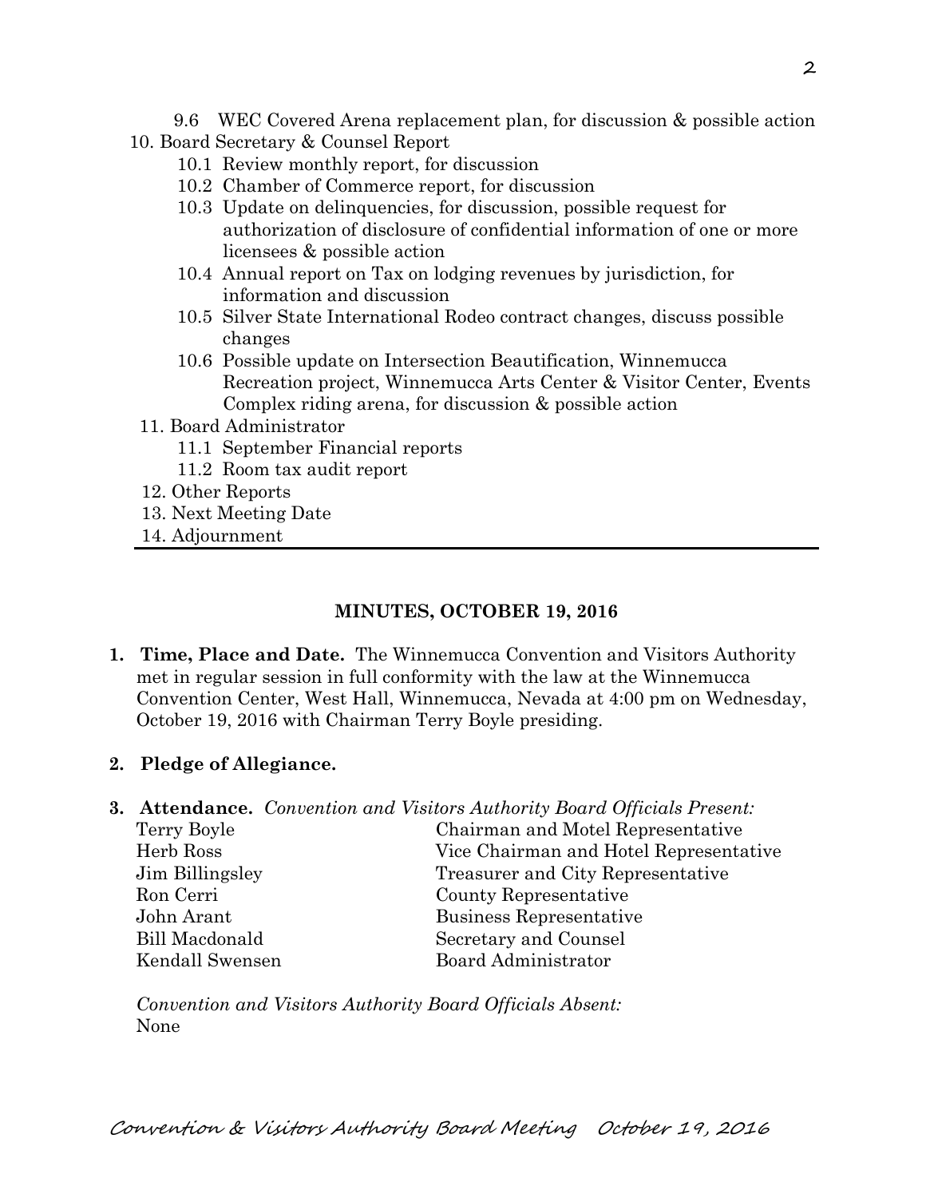9.6 WEC Covered Arena replacement plan, for discussion & possible action

10. Board Secretary & Counsel Report
    - 10.1 Review monthly report, for discussion
    - 10.2 Chamber of Commerce report, for discussion
    - 10.3 Update on delinquencies, for discussion, possible request for authorization of disclosure of confidential information of one or more licensees & possible action
    - 10.4 Annual report on Tax on lodging revenues by jurisdiction, for information and discussion
    - 10.5 Silver State International Rodeo contract changes, discuss possible changes
    - 10.6 Possible update on Intersection Beautification, Winnemucca Recreation project, Winnemucca Arts Center & Visitor Center, Events Complex riding arena, for discussion & possible action
11. Board Administrator
    - 11.1 September Financial reports
    - 11.2 Room tax audit report
12. Other Reports
13. Next Meeting Date
14. Adjournment

---

## MINUTES, OCTOBER 19, 2016

1. **Time, Place and Date.** The Winnemucca Convention and Visitors Authority met in regular session in full conformity with the law at the Winnemucca Convention Center, West Hall, Winnemucca, Nevada at 4:00 pm on Wednesday, October 19, 2016 with Chairman Terry Boyle presiding.

2. **Pledge of Allegiance.**

3. **Attendance.** *Convention and Visitors Authority Board Officials Present:*

| | |
|---|---|
| Terry Boyle | Chairman and Motel Representative |
| Herb Ross | Vice Chairman and Hotel Representative |
| Jim Billingsley | Treasurer and City Representative |
| Ron Cerri | County Representative |
| John Arant | Business Representative |
| Bill Macdonald | Secretary and Counsel |
| Kendall Swensen | Board Administrator |

*Convention and Visitors Authority Board Officials Absent:*
None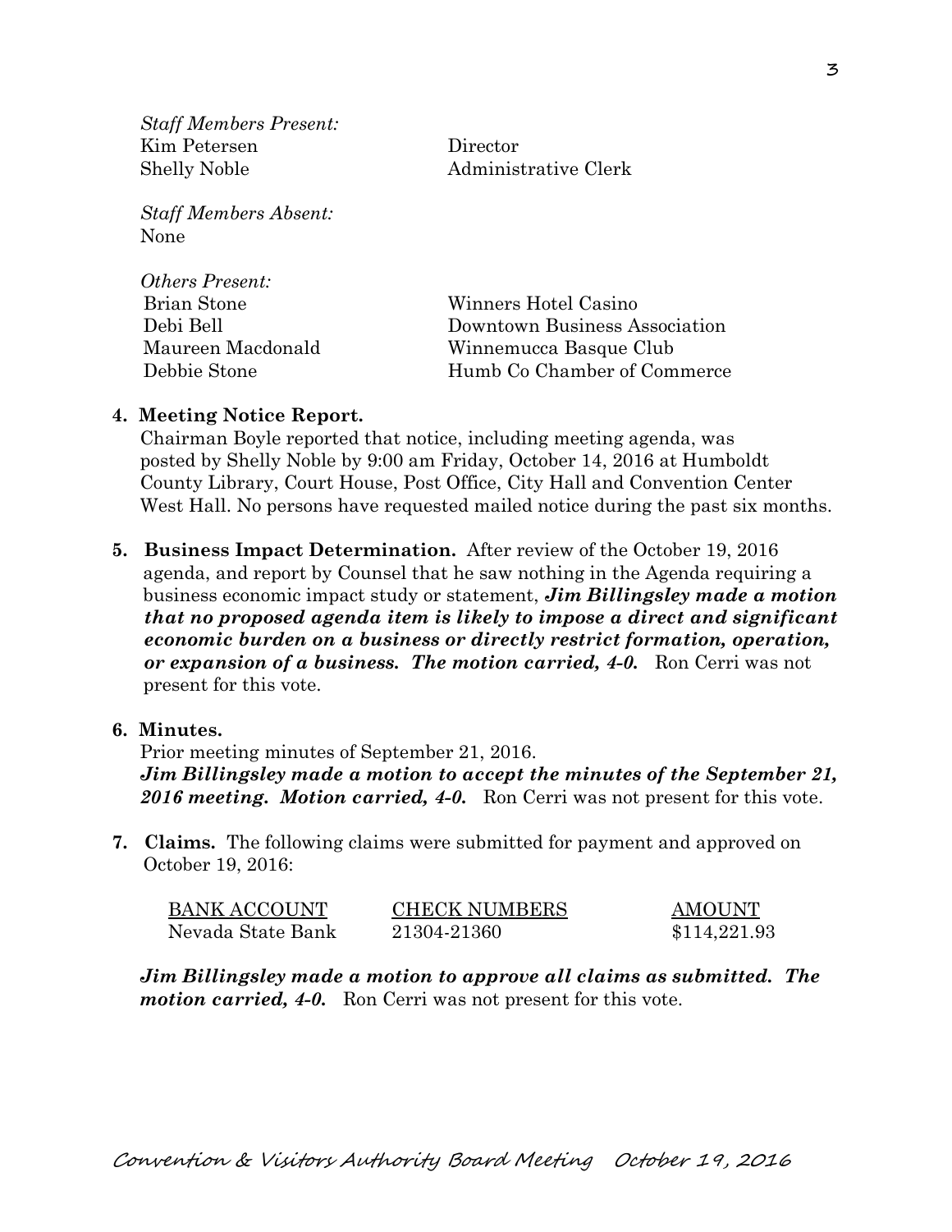*Staff Members Present:*

| | |
|---|---|
| Kim Petersen | Director |
| Shelly Noble | Administrative Clerk |

*Staff Members Absent:*
None

*Others Present:*

| | |
|---|---|
| Brian Stone | Winners Hotel Casino |
| Debi Bell | Downtown Business Association |
| Maureen Macdonald | Winnemucca Basque Club |
| Debbie Stone | Humb Co Chamber of Commerce |

**4. Meeting Notice Report.**
Chairman Boyle reported that notice, including meeting agenda, was posted by Shelly Noble by 9:00 am Friday, October 14, 2016 at Humboldt County Library, Court House, Post Office, City Hall and Convention Center West Hall. No persons have requested mailed notice during the past six months.

**5. Business Impact Determination.** After review of the October 19, 2016 agenda, and report by Counsel that he saw nothing in the Agenda requiring a business economic impact study or statement, ***Jim Billingsley made a motion that no proposed agenda item is likely to impose a direct and significant economic burden on a business or directly restrict formation, operation, or expansion of a business. The motion carried, 4-0.*** Ron Cerri was not present for this vote.

**6. Minutes.**
Prior meeting minutes of September 21, 2016.
***Jim Billingsley made a motion to accept the minutes of the September 21, 2016 meeting. Motion carried, 4-0.*** Ron Cerri was not present for this vote.

**7. Claims.** The following claims were submitted for payment and approved on October 19, 2016:

| BANK ACCOUNT | CHECK NUMBERS | AMOUNT |
|---|---|---|
| Nevada State Bank | 21304-21360 | \$114,221.93 |

***Jim Billingsley made a motion to approve all claims as submitted. The motion carried, 4-0.*** Ron Cerri was not present for this vote.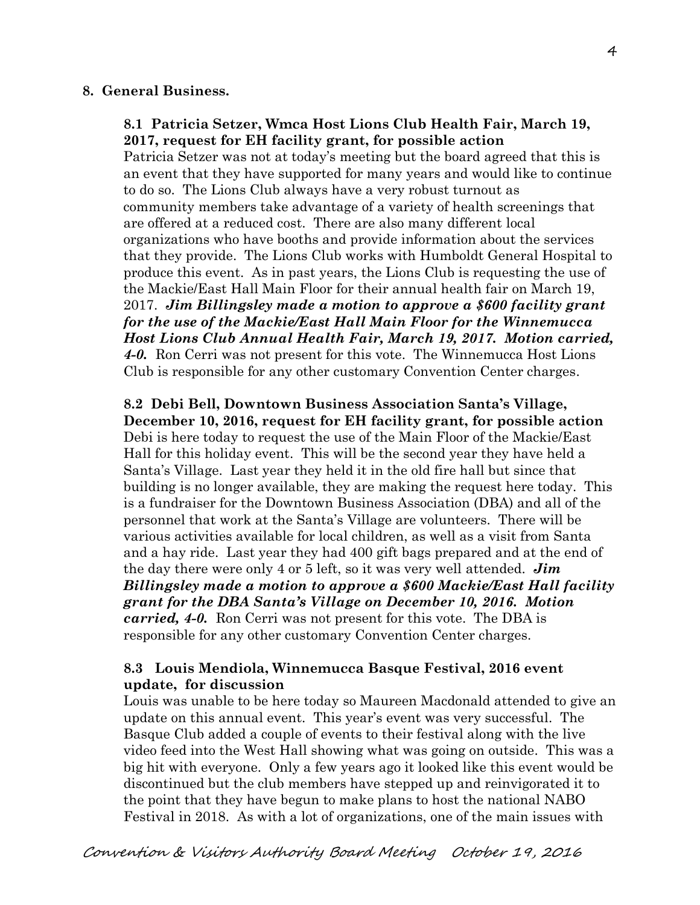## 8. General Business.

### 8.1 Patricia Setzer, Wmca Host Lions Club Health Fair, March 19, 2017, request for EH facility grant, for possible action

Patricia Setzer was not at today's meeting but the board agreed that this is an event that they have supported for many years and would like to continue to do so. The Lions Club always have a very robust turnout as community members take advantage of a variety of health screenings that are offered at a reduced cost. There are also many different local organizations who have booths and provide information about the services that they provide. The Lions Club works with Humboldt General Hospital to produce this event. As in past years, the Lions Club is requesting the use of the Mackie/East Hall Main Floor for their annual health fair on March 19, 2017. ***Jim Billingsley made a motion to approve a $600 facility grant for the use of the Mackie/East Hall Main Floor for the Winnemucca Host Lions Club Annual Health Fair, March 19, 2017. Motion carried, 4-0.*** Ron Cerri was not present for this vote. The Winnemucca Host Lions Club is responsible for any other customary Convention Center charges.

### 8.2 Debi Bell, Downtown Business Association Santa's Village, December 10, 2016, request for EH facility grant, for possible action

Debi is here today to request the use of the Main Floor of the Mackie/East Hall for this holiday event. This will be the second year they have held a Santa's Village. Last year they held it in the old fire hall but since that building is no longer available, they are making the request here today. This is a fundraiser for the Downtown Business Association (DBA) and all of the personnel that work at the Santa's Village are volunteers. There will be various activities available for local children, as well as a visit from Santa and a hay ride. Last year they had 400 gift bags prepared and at the end of the day there were only 4 or 5 left, so it was very well attended. ***Jim Billingsley made a motion to approve a $600 Mackie/East Hall facility grant for the DBA Santa's Village on December 10, 2016. Motion carried, 4-0.*** Ron Cerri was not present for this vote. The DBA is responsible for any other customary Convention Center charges.

### 8.3 Louis Mendiola, Winnemucca Basque Festival, 2016 event update, for discussion

Louis was unable to be here today so Maureen Macdonald attended to give an update on this annual event. This year's event was very successful. The Basque Club added a couple of events to their festival along with the live video feed into the West Hall showing what was going on outside. This was a big hit with everyone. Only a few years ago it looked like this event would be discontinued but the club members have stepped up and reinvigorated it to the point that they have begun to make plans to host the national NABO Festival in 2018. As with a lot of organizations, one of the main issues with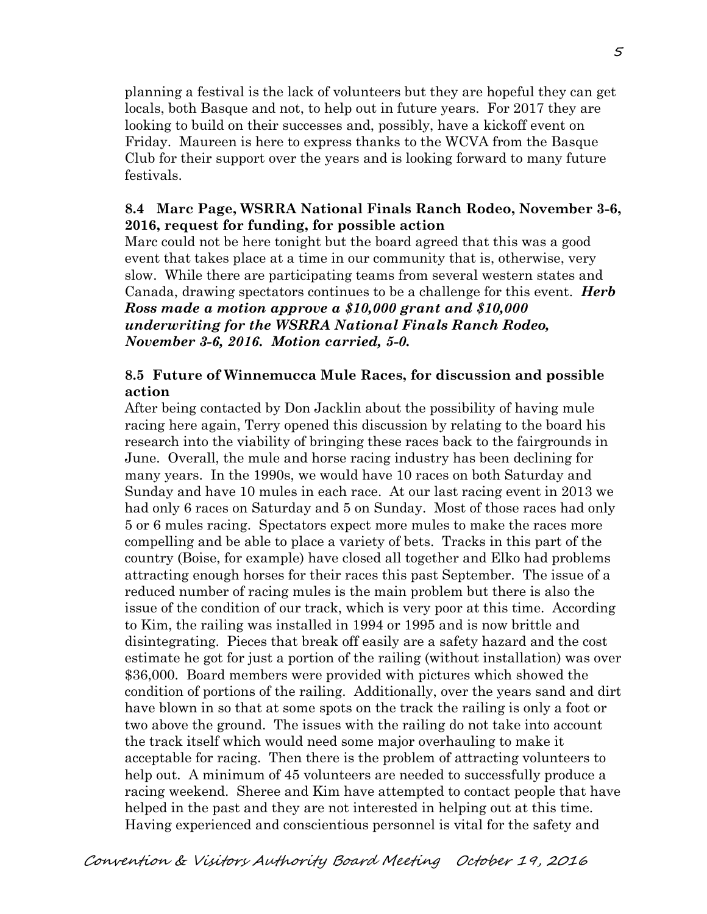planning a festival is the lack of volunteers but they are hopeful they can get locals, both Basque and not, to help out in future years. For 2017 they are looking to build on their successes and, possibly, have a kickoff event on Friday. Maureen is here to express thanks to the WCVA from the Basque Club for their support over the years and is looking forward to many future festivals.

**8.4 Marc Page, WSRRA National Finals Ranch Rodeo, November 3-6, 2016, request for funding, for possible action**

Marc could not be here tonight but the board agreed that this was a good event that takes place at a time in our community that is, otherwise, very slow. While there are participating teams from several western states and Canada, drawing spectators continues to be a challenge for this event. ***Herb Ross made a motion approve a $10,000 grant and $10,000 underwriting for the WSRRA National Finals Ranch Rodeo, November 3-6, 2016. Motion carried, 5-0.***

**8.5 Future of Winnemucca Mule Races, for discussion and possible action**

After being contacted by Don Jacklin about the possibility of having mule racing here again, Terry opened this discussion by relating to the board his research into the viability of bringing these races back to the fairgrounds in June. Overall, the mule and horse racing industry has been declining for many years. In the 1990s, we would have 10 races on both Saturday and Sunday and have 10 mules in each race. At our last racing event in 2013 we had only 6 races on Saturday and 5 on Sunday. Most of those races had only 5 or 6 mules racing. Spectators expect more mules to make the races more compelling and be able to place a variety of bets. Tracks in this part of the country (Boise, for example) have closed all together and Elko had problems attracting enough horses for their races this past September. The issue of a reduced number of racing mules is the main problem but there is also the issue of the condition of our track, which is very poor at this time. According to Kim, the railing was installed in 1994 or 1995 and is now brittle and disintegrating. Pieces that break off easily are a safety hazard and the cost estimate he got for just a portion of the railing (without installation) was over $36,000. Board members were provided with pictures which showed the condition of portions of the railing. Additionally, over the years sand and dirt have blown in so that at some spots on the track the railing is only a foot or two above the ground. The issues with the railing do not take into account the track itself which would need some major overhauling to make it acceptable for racing. Then there is the problem of attracting volunteers to help out. A minimum of 45 volunteers are needed to successfully produce a racing weekend. Sheree and Kim have attempted to contact people that have helped in the past and they are not interested in helping out at this time. Having experienced and conscientious personnel is vital for the safety and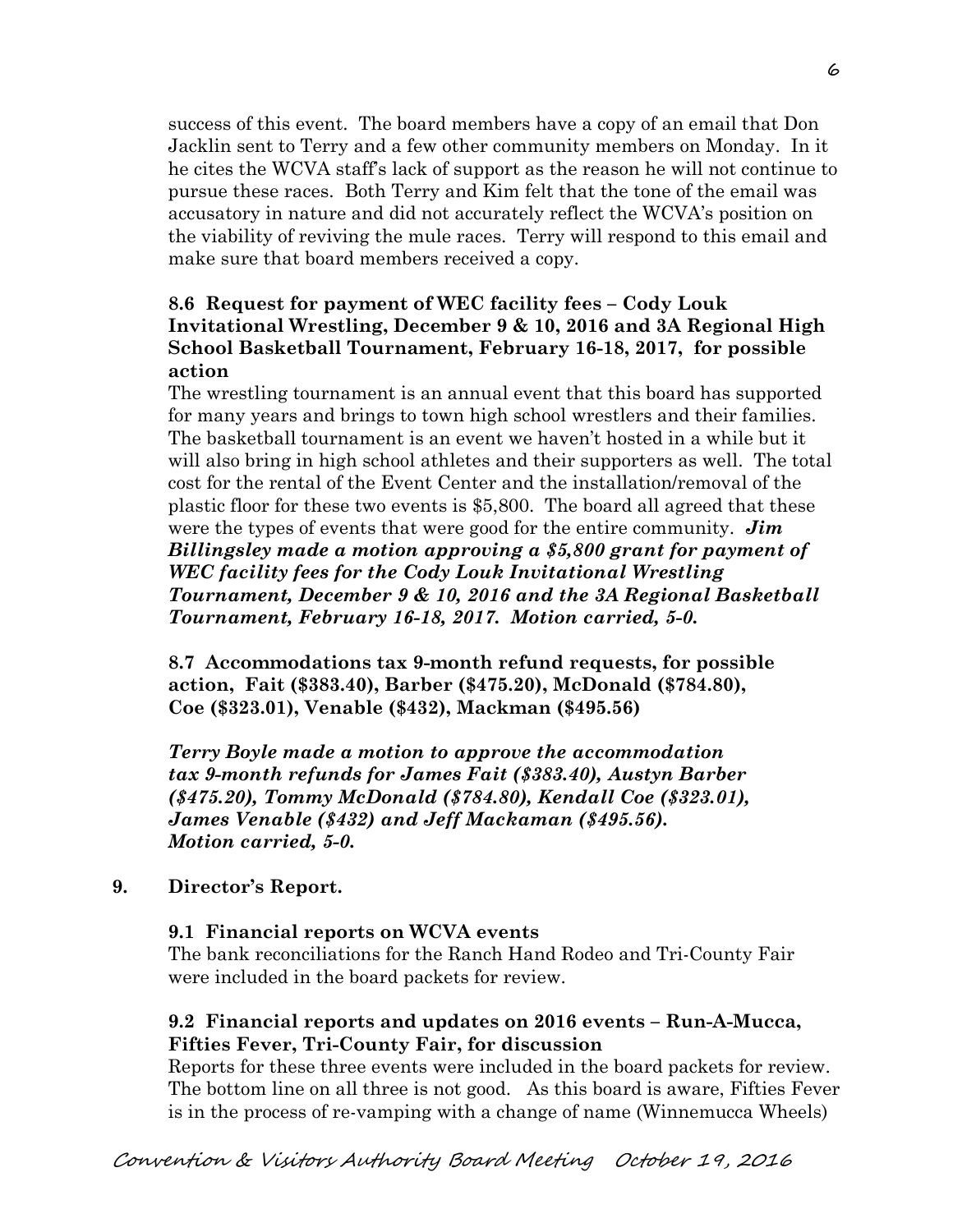success of this event. The board members have a copy of an email that Don Jacklin sent to Terry and a few other community members on Monday. In it he cites the WCVA staff's lack of support as the reason he will not continue to pursue these races. Both Terry and Kim felt that the tone of the email was accusatory in nature and did not accurately reflect the WCVA's position on the viability of reviving the mule races. Terry will respond to this email and make sure that board members received a copy.

**8.6 Request for payment of WEC facility fees – Cody Louk Invitational Wrestling, December 9 & 10, 2016 and 3A Regional High School Basketball Tournament, February 16-18, 2017, for possible action**

The wrestling tournament is an annual event that this board has supported for many years and brings to town high school wrestlers and their families. The basketball tournament is an event we haven't hosted in a while but it will also bring in high school athletes and their supporters as well. The total cost for the rental of the Event Center and the installation/removal of the plastic floor for these two events is $5,800. The board all agreed that these were the types of events that were good for the entire community. ***Jim Billingsley made a motion approving a $5,800 grant for payment of WEC facility fees for the Cody Louk Invitational Wrestling Tournament, December 9 & 10, 2016 and the 3A Regional Basketball Tournament, February 16-18, 2017. Motion carried, 5-0.***

**8.7 Accommodations tax 9-month refund requests, for possible action, Fait ($383.40), Barber ($475.20), McDonald ($784.80), Coe ($323.01), Venable ($432), Mackman ($495.56)**

***Terry Boyle made a motion to approve the accommodation tax 9-month refunds for James Fait ($383.40), Austyn Barber ($475.20), Tommy McDonald ($784.80), Kendall Coe ($323.01), James Venable ($432) and Jeff Mackaman ($495.56). Motion carried, 5-0.***

**9. Director's Report.**

**9.1 Financial reports on WCVA events**

The bank reconciliations for the Ranch Hand Rodeo and Tri-County Fair were included in the board packets for review.

**9.2 Financial reports and updates on 2016 events – Run-A-Mucca, Fifties Fever, Tri-County Fair, for discussion**

Reports for these three events were included in the board packets for review. The bottom line on all three is not good. As this board is aware, Fifties Fever is in the process of re-vamping with a change of name (Winnemucca Wheels)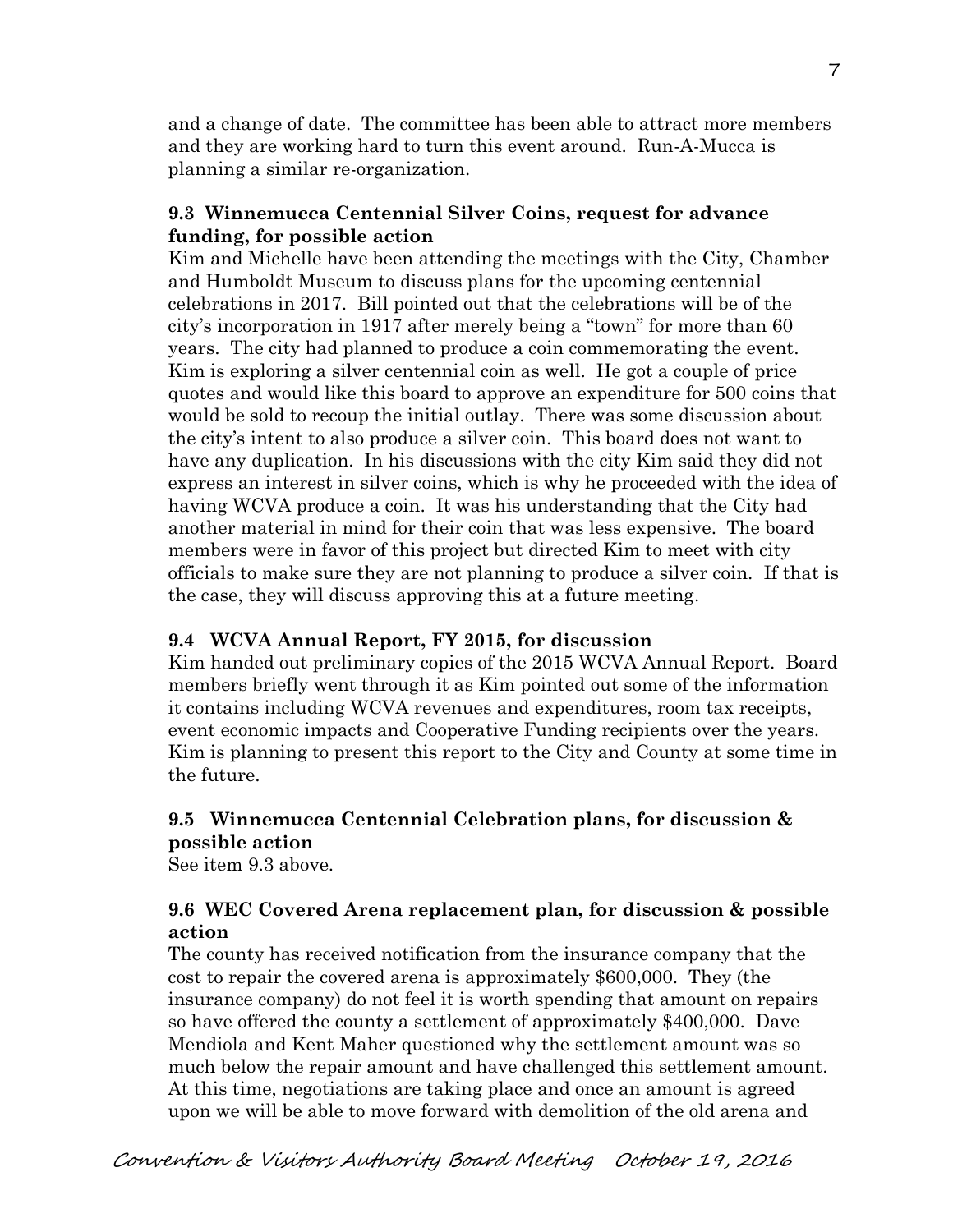and a change of date. The committee has been able to attract more members and they are working hard to turn this event around. Run-A-Mucca is planning a similar re-organization.

**9.3 Winnemucca Centennial Silver Coins, request for advance funding, for possible action**

Kim and Michelle have been attending the meetings with the City, Chamber and Humboldt Museum to discuss plans for the upcoming centennial celebrations in 2017. Bill pointed out that the celebrations will be of the city's incorporation in 1917 after merely being a "town" for more than 60 years. The city had planned to produce a coin commemorating the event. Kim is exploring a silver centennial coin as well. He got a couple of price quotes and would like this board to approve an expenditure for 500 coins that would be sold to recoup the initial outlay. There was some discussion about the city's intent to also produce a silver coin. This board does not want to have any duplication. In his discussions with the city Kim said they did not express an interest in silver coins, which is why he proceeded with the idea of having WCVA produce a coin. It was his understanding that the City had another material in mind for their coin that was less expensive. The board members were in favor of this project but directed Kim to meet with city officials to make sure they are not planning to produce a silver coin. If that is the case, they will discuss approving this at a future meeting.

**9.4 WCVA Annual Report, FY 2015, for discussion**

Kim handed out preliminary copies of the 2015 WCVA Annual Report. Board members briefly went through it as Kim pointed out some of the information it contains including WCVA revenues and expenditures, room tax receipts, event economic impacts and Cooperative Funding recipients over the years. Kim is planning to present this report to the City and County at some time in the future.

**9.5 Winnemucca Centennial Celebration plans, for discussion & possible action**

See item 9.3 above.

**9.6 WEC Covered Arena replacement plan, for discussion & possible action**

The county has received notification from the insurance company that the cost to repair the covered arena is approximately $600,000. They (the insurance company) do not feel it is worth spending that amount on repairs so have offered the county a settlement of approximately $400,000. Dave Mendiola and Kent Maher questioned why the settlement amount was so much below the repair amount and have challenged this settlement amount. At this time, negotiations are taking place and once an amount is agreed upon we will be able to move forward with demolition of the old arena and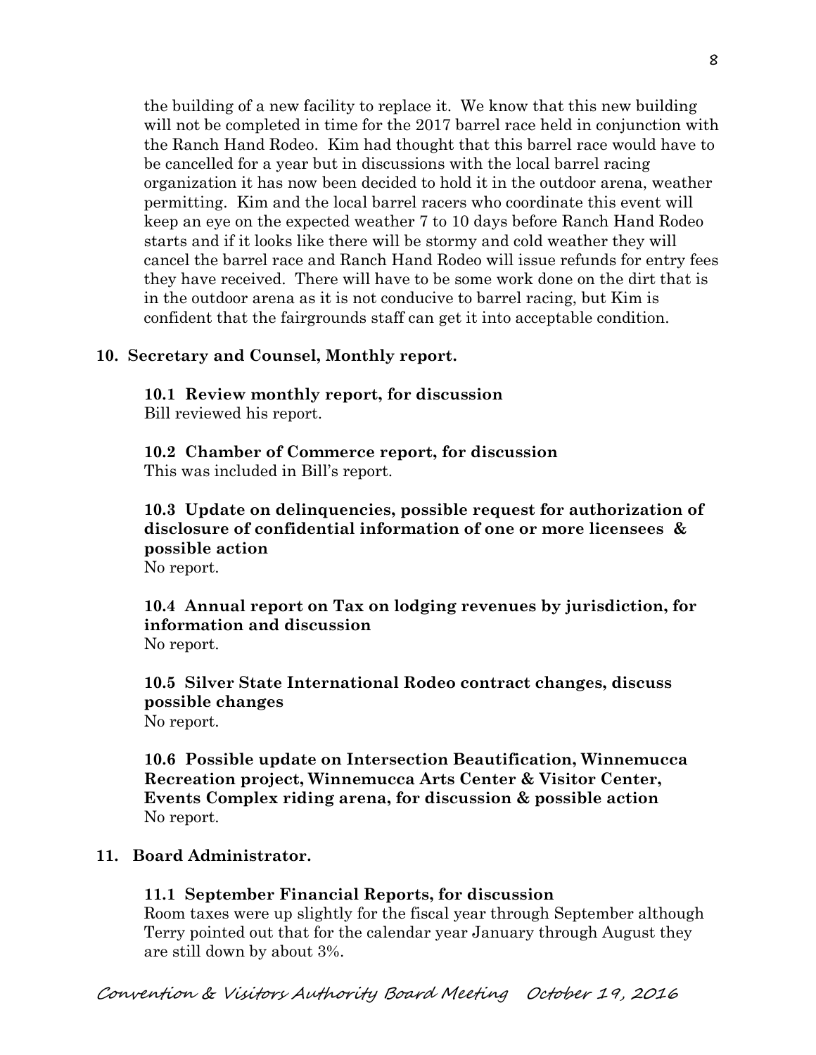the building of a new facility to replace it. We know that this new building will not be completed in time for the 2017 barrel race held in conjunction with the Ranch Hand Rodeo. Kim had thought that this barrel race would have to be cancelled for a year but in discussions with the local barrel racing organization it has now been decided to hold it in the outdoor arena, weather permitting. Kim and the local barrel racers who coordinate this event will keep an eye on the expected weather 7 to 10 days before Ranch Hand Rodeo starts and if it looks like there will be stormy and cold weather they will cancel the barrel race and Ranch Hand Rodeo will issue refunds for entry fees they have received. There will have to be some work done on the dirt that is in the outdoor arena as it is not conducive to barrel racing, but Kim is confident that the fairgrounds staff can get it into acceptable condition.

**10. Secretary and Counsel, Monthly report.**

**10.1 Review monthly report, for discussion**
Bill reviewed his report.

**10.2 Chamber of Commerce report, for discussion**
This was included in Bill's report.

**10.3 Update on delinquencies, possible request for authorization of disclosure of confidential information of one or more licensees & possible action**
No report.

**10.4 Annual report on Tax on lodging revenues by jurisdiction, for information and discussion**
No report.

**10.5 Silver State International Rodeo contract changes, discuss possible changes**
No report.

**10.6 Possible update on Intersection Beautification, Winnemucca Recreation project, Winnemucca Arts Center & Visitor Center, Events Complex riding arena, for discussion & possible action**
No report.

**11. Board Administrator.**

**11.1 September Financial Reports, for discussion**
Room taxes were up slightly for the fiscal year through September although Terry pointed out that for the calendar year January through August they are still down by about 3%.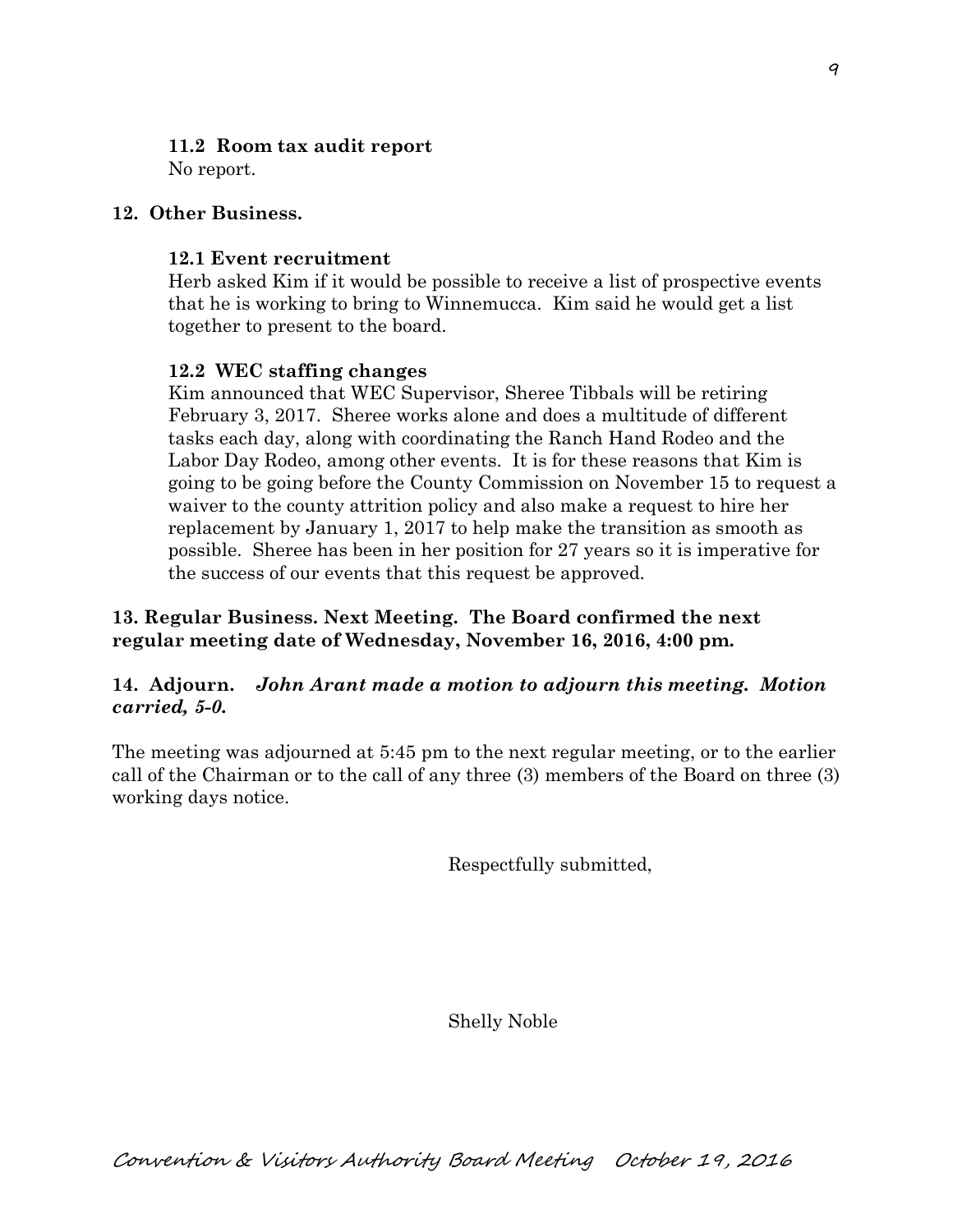**11.2 Room tax audit report**

No report.

**12. Other Business.**

**12.1 Event recruitment**

Herb asked Kim if it would be possible to receive a list of prospective events that he is working to bring to Winnemucca. Kim said he would get a list together to present to the board.

**12.2 WEC staffing changes**

Kim announced that WEC Supervisor, Sheree Tibbals will be retiring February 3, 2017. Sheree works alone and does a multitude of different tasks each day, along with coordinating the Ranch Hand Rodeo and the Labor Day Rodeo, among other events. It is for these reasons that Kim is going to be going before the County Commission on November 15 to request a waiver to the county attrition policy and also make a request to hire her replacement by January 1, 2017 to help make the transition as smooth as possible. Sheree has been in her position for 27 years so it is imperative for the success of our events that this request be approved.

**13. Regular Business. Next Meeting. The Board confirmed the next regular meeting date of Wednesday, November 16, 2016, 4:00 pm.**

**14. Adjourn.** ***John Arant made a motion to adjourn this meeting. Motion carried, 5-0.***

The meeting was adjourned at 5:45 pm to the next regular meeting, or to the earlier call of the Chairman or to the call of any three (3) members of the Board on three (3) working days notice.

Respectfully submitted,

Shelly Noble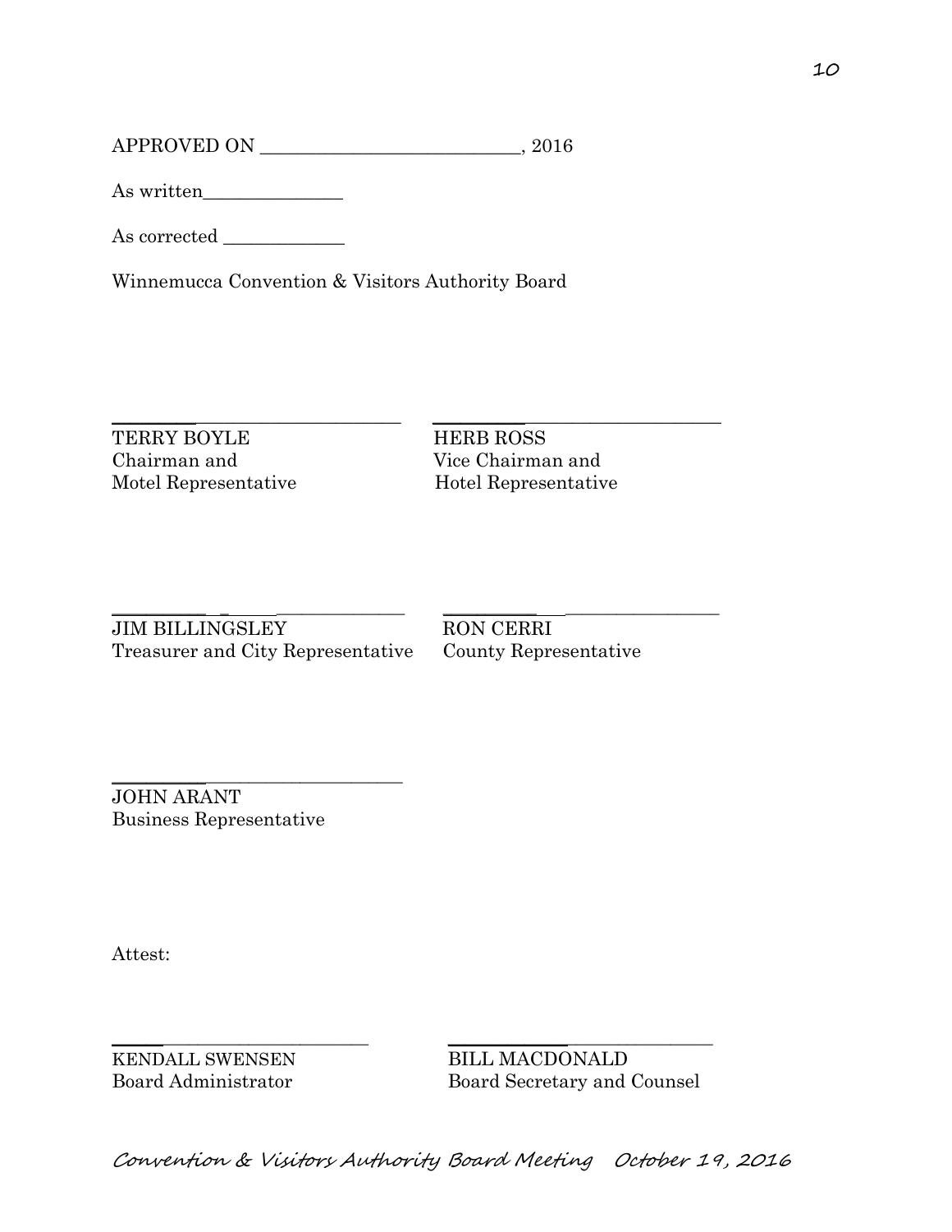APPROVED ON ____________________________, 2016

As written_______________

As corrected _____________

Winnemucca Convention & Visitors Authority Board

| | |
|---|---|
| ______________________________ | ______________________________ |
| TERRY BOYLE<br>Chairman and<br>Motel Representative | HERB ROSS<br>Vice Chairman and<br>Hotel Representative |
| ______________________________ | ______________________________ |
| JIM BILLINGSLEY<br>Treasurer and City Representative | RON CERRI<br>County Representative |
| ______________________________ | |
| JOHN ARANT<br>Business Representative | |

Attest:

| | |
|---|---|
| ______________________________ | ______________________________ |
| KENDALL SWENSEN<br>Board Administrator | BILL MACDONALD<br>Board Secretary and Counsel |